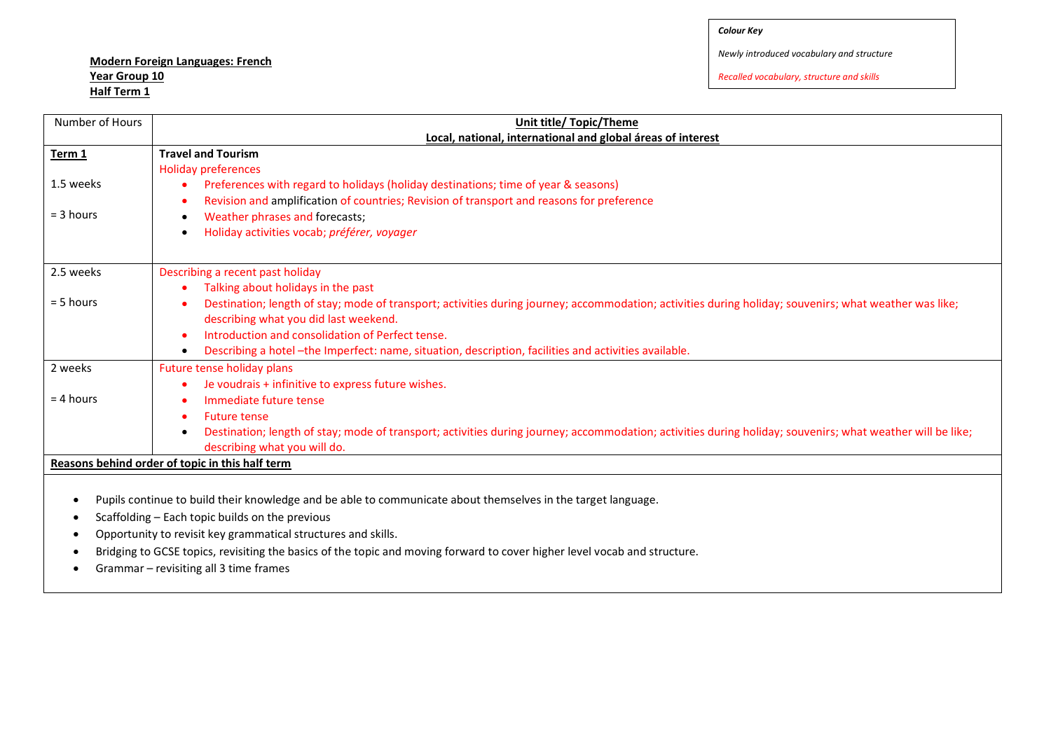**Modern Foreign Languages: French**
**Year Group 10**
**Half Term 1**

*Colour Key*

*Newly introduced vocabulary and structure*

*Recalled vocabulary, structure and skills*

| Number of Hours | **Unit title/ Topic/Theme**<br>**Local, national, international and global áreas of interest** |
|---|---|
| **Term 1**<br><br>1.5 weeks<br><br>= 3 hours | **Travel and Tourism**<br>Holiday preferences<br>• Preferences with regard to holidays (holiday destinations; time of year & seasons)<br>• Revision and amplification of countries; Revision of transport and reasons for preference<br>• Weather phrases and forecasts;<br>• Holiday activities vocab; *préférer, voyager* |
| 2.5 weeks<br><br>= 5 hours | Describing a recent past holiday<br>• Talking about holidays in the past<br>• Destination; length of stay; mode of transport; activities during journey; accommodation; activities during holiday; souvenirs; what weather was like; describing what you did last weekend.<br>• Introduction and consolidation of Perfect tense.<br>• Describing a hotel –the Imperfect: name, situation, description, facilities and activities available. |
| 2 weeks<br><br>= 4 hours | Future tense holiday plans<br>• Je voudrais + infinitive to express future wishes.<br>• Immediate future tense<br>• Future tense<br>• Destination; length of stay; mode of transport; activities during journey; accommodation; activities during holiday; souvenirs; what weather will be like; describing what you will do. |
| **Reasons behind order of topic in this half term** | |

- Pupils continue to build their knowledge and be able to communicate about themselves in the target language.
- Scaffolding – Each topic builds on the previous
- Opportunity to revisit key grammatical structures and skills.
- Bridging to GCSE topics, revisiting the basics of the topic and moving forward to cover higher level vocab and structure.
- Grammar – revisiting all 3 time frames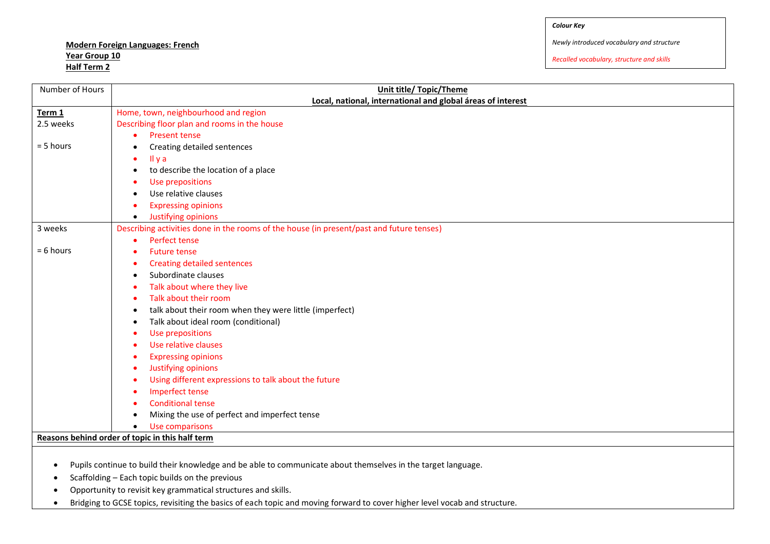**Modern Foreign Languages: French**
**Year Group 10**
**Half Term 2**

*Colour Key*

*Newly introduced vocabulary and structure*

*Recalled vocabulary, structure and skills*

| Number of Hours | **Unit title/ Topic/Theme**<br>**Local, national, international and global áreas of interest** |
|---|---|
| **Term 1**<br>2.5 weeks<br><br>= 5 hours | Home, town, neighbourhood and region<br>Describing floor plan and rooms in the house<br>• Present tense<br>• Creating detailed sentences<br>• Il y a<br>• to describe the location of a place<br>• Use prepositions<br>• Use relative clauses<br>• Expressing opinions<br>• Justifying opinions |
| 3 weeks<br><br>= 6 hours | Describing activities done in the rooms of the house (in present/past and future tenses)<br>• Perfect tense<br>• Future tense<br>• Creating detailed sentences<br>• Subordinate clauses<br>• Talk about where they live<br>• Talk about their room<br>• talk about their room when they were little (imperfect)<br>• Talk about ideal room (conditional)<br>• Use prepositions<br>• Use relative clauses<br>• Expressing opinions<br>• Justifying opinions<br>• Using different expressions to talk about the future<br>• Imperfect tense<br>• Conditional tense<br>• Mixing the use of perfect and imperfect tense<br>• Use comparisons |

**Reasons behind order of topic in this half term**

- Pupils continue to build their knowledge and be able to communicate about themselves in the target language.
- Scaffolding – Each topic builds on the previous
- Opportunity to revisit key grammatical structures and skills.
- Bridging to GCSE topics, revisiting the basics of each topic and moving forward to cover higher level vocab and structure.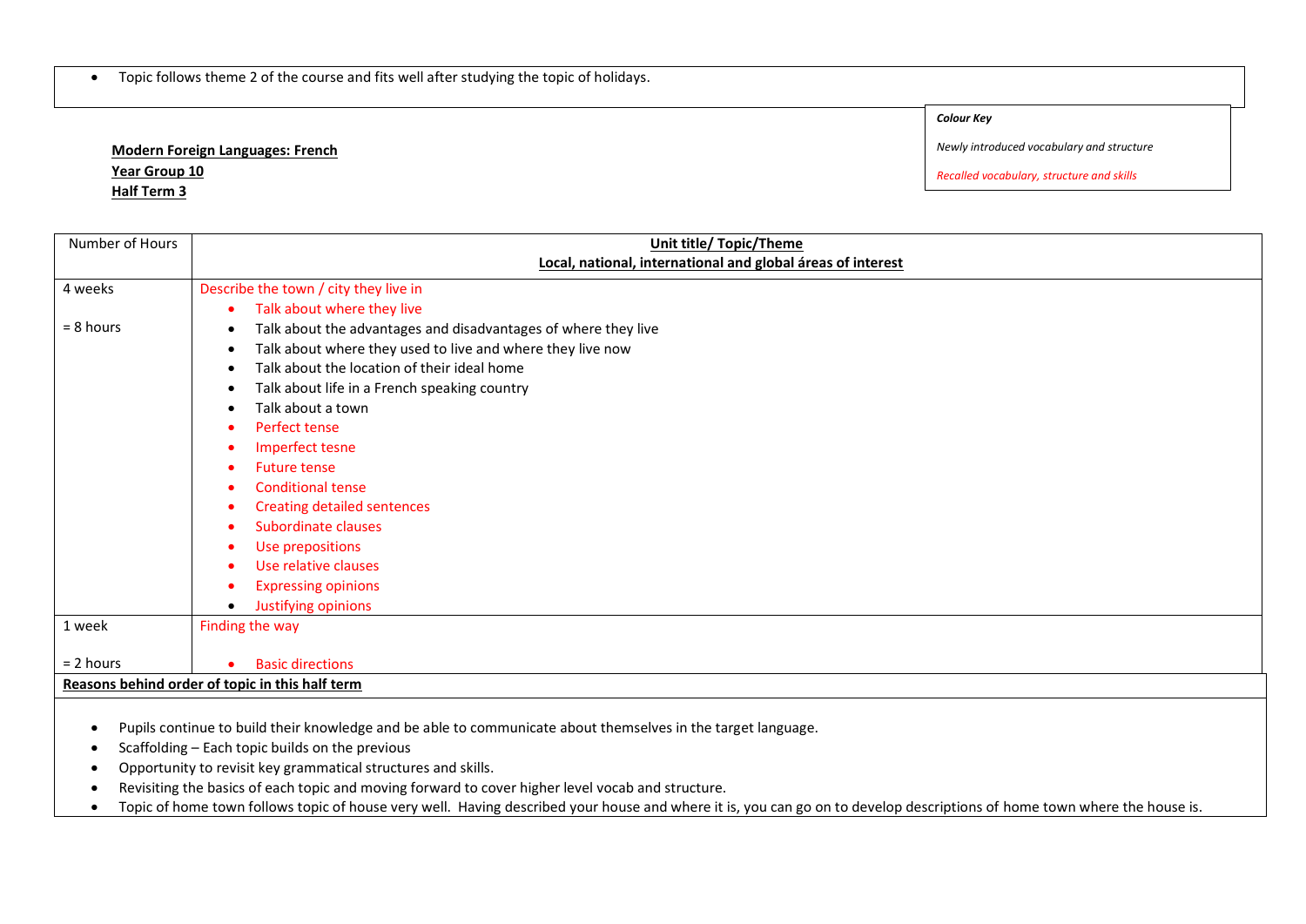- Topic follows theme 2 of the course and fits well after studying the topic of holidays.

***Colour Key***

*Newly introduced vocabulary and structure*

*Recalled vocabulary, structure and skills*

**Modern Foreign Languages: French**
**Year Group 10**
**Half Term 3**

| Number of Hours | **Unit title/ Topic/Theme**<br>**Local, national, international and global áreas of interest** |
|---|---|
| 4 weeks<br><br>= 8 hours | Describe the town / city they live in<br>• Talk about where they live<br>• Talk about the advantages and disadvantages of where they live<br>• Talk about where they used to live and where they live now<br>• Talk about the location of their ideal home<br>• Talk about life in a French speaking country<br>• Talk about a town<br>• Perfect tense<br>• Imperfect tesne<br>• Future tense<br>• Conditional tense<br>• Creating detailed sentences<br>• Subordinate clauses<br>• Use prepositions<br>• Use relative clauses<br>• Expressing opinions<br>• Justifying opinions |
| 1 week<br><br>= 2 hours | Finding the way<br><br>• Basic directions |

**Reasons behind order of topic in this half term**

- Pupils continue to build their knowledge and be able to communicate about themselves in the target language.
- Scaffolding – Each topic builds on the previous
- Opportunity to revisit key grammatical structures and skills.
- Revisiting the basics of each topic and moving forward to cover higher level vocab and structure.
- Topic of home town follows topic of house very well. Having described your house and where it is, you can go on to develop descriptions of home town where the house is.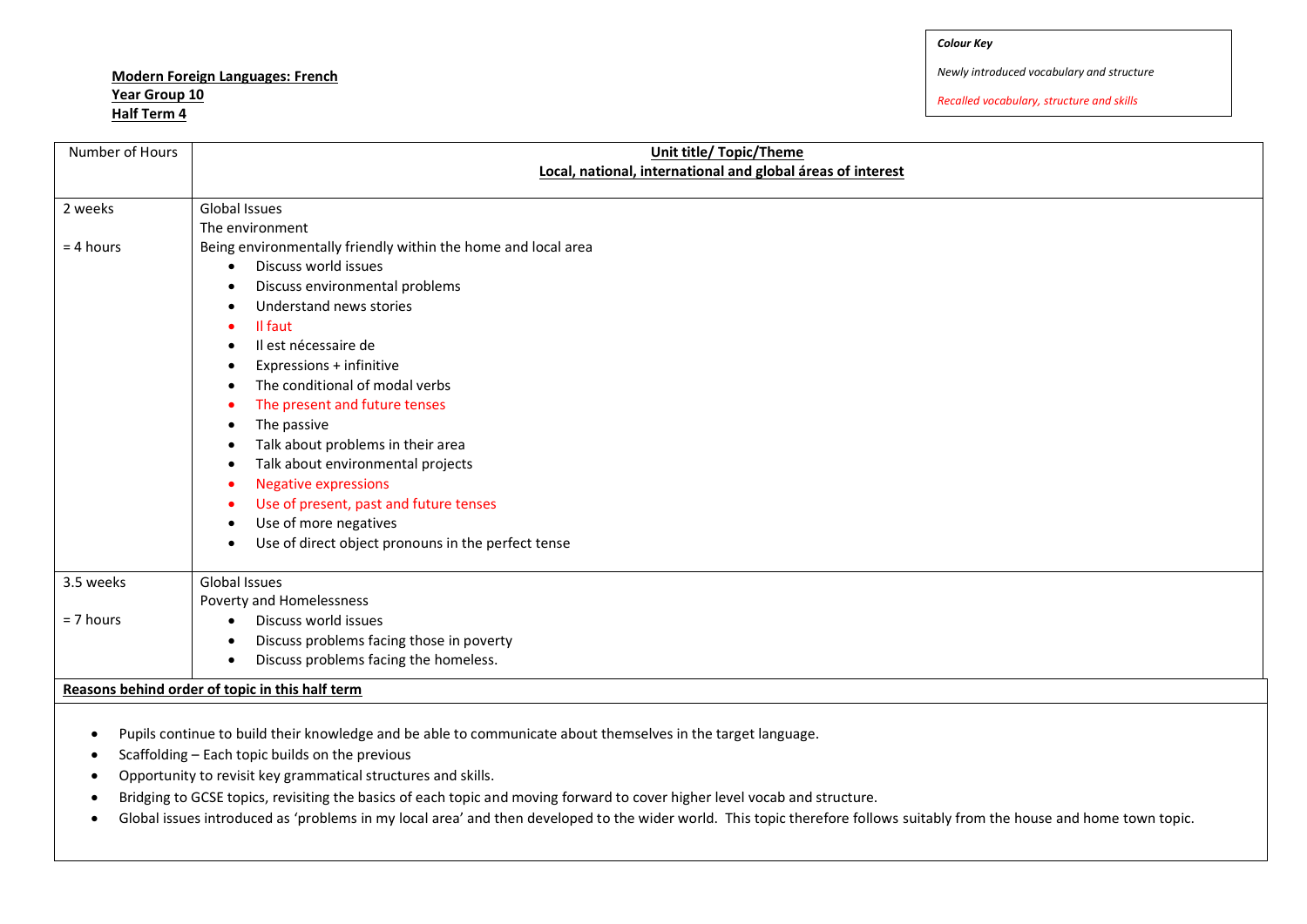**Modern Foreign Languages: French**
**Year Group 10**
**Half Term 4**

| *Colour Key* |
|---|
| *Newly introduced vocabulary and structure* |
| *Recalled vocabulary, structure and skills* |

| Number of Hours | **Unit title/ Topic/Theme** **Local, national, international and global áreas of interest** |
|---|---|
| 2 weeks<br><br>= 4 hours | Global Issues<br>The environment<br>Being environmentally friendly within the home and local area<br>• Discuss world issues<br>• Discuss environmental problems<br>• Understand news stories<br>• Il faut<br>• Il est nécessaire de<br>• Expressions + infinitive<br>• The conditional of modal verbs<br>• The present and future tenses<br>• The passive<br>• Talk about problems in their area<br>• Talk about environmental projects<br>• Negative expressions<br>• Use of present, past and future tenses<br>• Use of more negatives<br>• Use of direct object pronouns in the perfect tense |
| 3.5 weeks<br><br>= 7 hours | Global Issues<br>Poverty and Homelessness<br>• Discuss world issues<br>• Discuss problems facing those in poverty<br>• Discuss problems facing the homeless. |

**Reasons behind order of topic in this half term**

- Pupils continue to build their knowledge and be able to communicate about themselves in the target language.
- Scaffolding – Each topic builds on the previous
- Opportunity to revisit key grammatical structures and skills.
- Bridging to GCSE topics, revisiting the basics of each topic and moving forward to cover higher level vocab and structure.
- Global issues introduced as 'problems in my local area' and then developed to the wider world. This topic therefore follows suitably from the house and home town topic.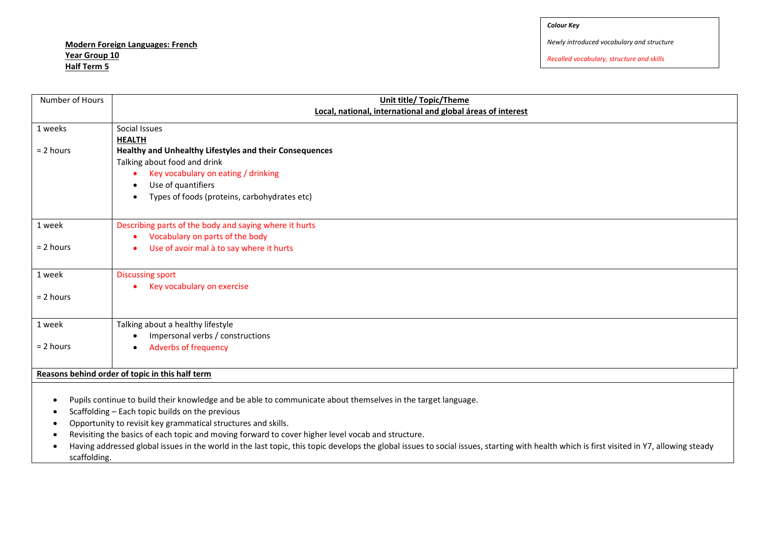**Modern Foreign Languages: French**
**Year Group 10**
**Half Term 5**

*Colour Key*

*Newly introduced vocabulary and structure*

*Recalled vocabulary, structure and skills*

| Number of Hours | **Unit title/ Topic/Theme**<br>**Local, national, international and global áreas of interest** |
|---|---|
| 1 weeks<br><br>= 2 hours | Social Issues<br>**HEALTH**<br>**Healthy and Unhealthy Lifestyles and their Consequences**<br>Talking about food and drink<br>• Key vocabulary on eating / drinking<br>• Use of quantifiers<br>• Types of foods (proteins, carbohydrates etc) |
| 1 week<br><br>= 2 hours | Describing parts of the body and saying where it hurts<br>• Vocabulary on parts of the body<br>• Use of avoir mal à to say where it hurts |
| 1 week<br><br>= 2 hours | Discussing sport<br>• Key vocabulary on exercise |
| 1 week<br><br>= 2 hours | Talking about a healthy lifestyle<br>• Impersonal verbs / constructions<br>• Adverbs of frequency |

**Reasons behind order of topic in this half term**

- Pupils continue to build their knowledge and be able to communicate about themselves in the target language.
- Scaffolding – Each topic builds on the previous
- Opportunity to revisit key grammatical structures and skills.
- Revisiting the basics of each topic and moving forward to cover higher level vocab and structure.
- Having addressed global issues in the world in the last topic, this topic develops the global issues to social issues, starting with health which is first visited in Y7, allowing steady scaffolding.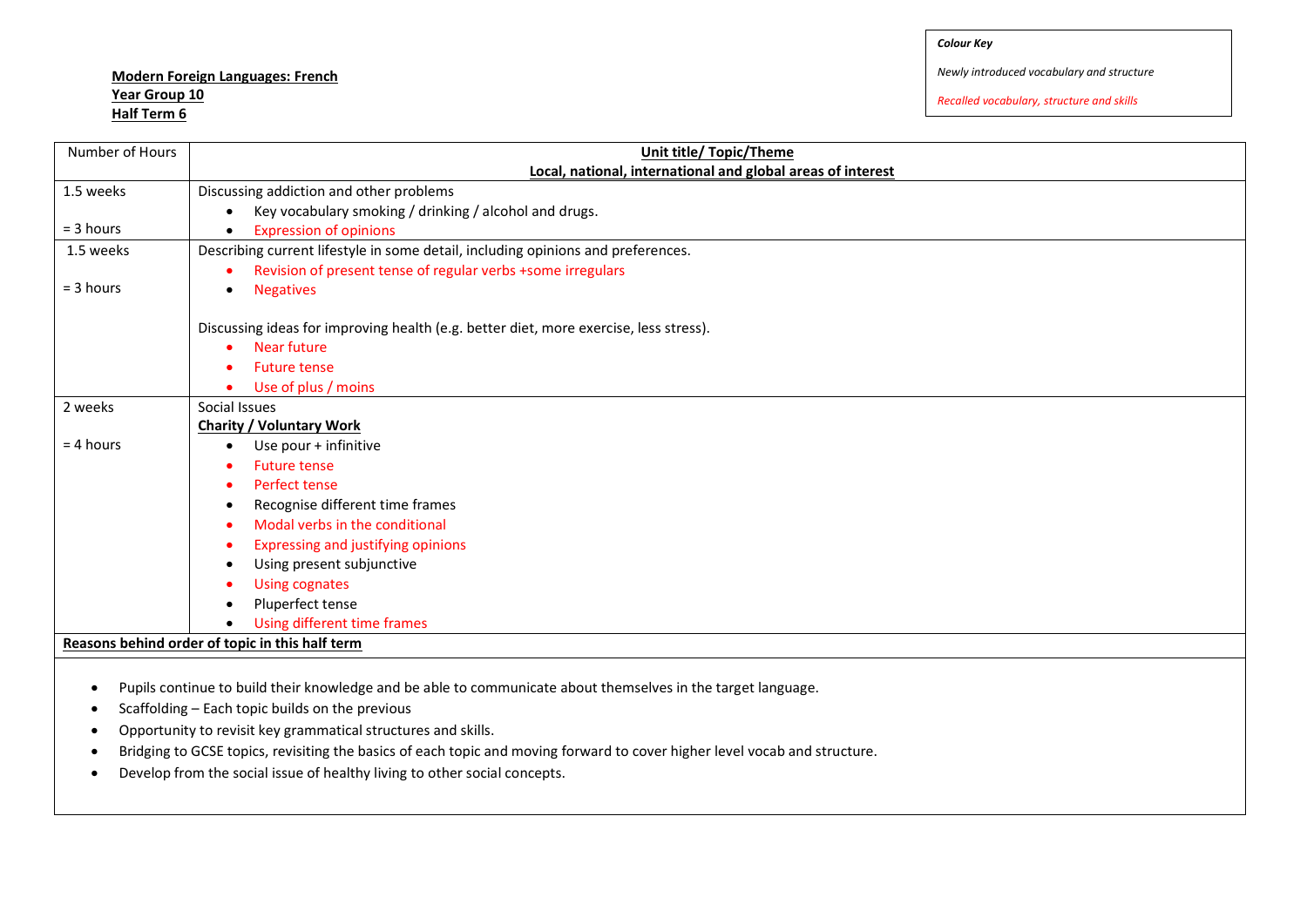**Modern Foreign Languages: French**
**Year Group 10**
**Half Term 6**

| *Colour Key* |
|---|
| *Newly introduced vocabulary and structure* |
| *Recalled vocabulary, structure and skills* |

| Number of Hours | **Unit title/ Topic/Theme**<br>**Local, national, international and global areas of interest** |
|---|---|
| 1.5 weeks<br><br>= 3 hours | Discussing addiction and other problems<br>• Key vocabulary smoking / drinking / alcohol and drugs.<br>• Expression of opinions |
| 1.5 weeks<br><br>= 3 hours | Describing current lifestyle in some detail, including opinions and preferences.<br>• Revision of present tense of regular verbs +some irregulars<br>• Negatives<br><br>Discussing ideas for improving health (e.g. better diet, more exercise, less stress).<br>• Near future<br>• Future tense<br>• Use of plus / moins |
| 2 weeks<br><br>= 4 hours | Social Issues<br>**Charity / Voluntary Work**<br>• Use pour + infinitive<br>• Future tense<br>• Perfect tense<br>• Recognise different time frames<br>• Modal verbs in the conditional<br>• Expressing and justifying opinions<br>• Using present subjunctive<br>• Using cognates<br>• Pluperfect tense<br>• Using different time frames |

**Reasons behind order of topic in this half term**

- Pupils continue to build their knowledge and be able to communicate about themselves in the target language.
- Scaffolding – Each topic builds on the previous
- Opportunity to revisit key grammatical structures and skills.
- Bridging to GCSE topics, revisiting the basics of each topic and moving forward to cover higher level vocab and structure.
- Develop from the social issue of healthy living to other social concepts.